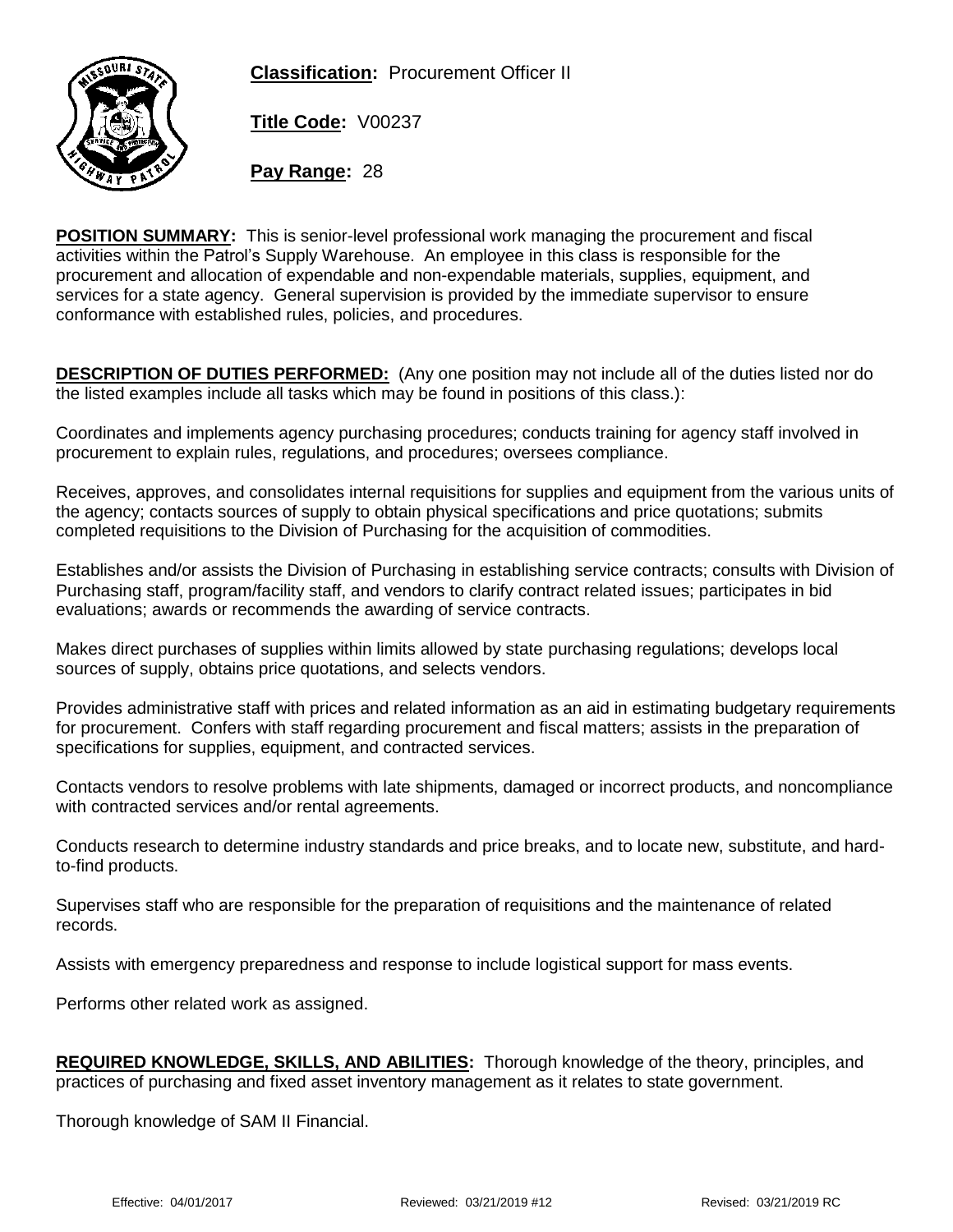**Classification:** Procurement Officer II

**Title Code:** V00237

**Pay Range:** 28

**POSITION SUMMARY:** This is senior-level professional work managing the procurement and fiscal activities within the Patrol's Supply Warehouse. An employee in this class is responsible for the procurement and allocation of expendable and non-expendable materials, supplies, equipment, and services for a state agency. General supervision is provided by the immediate supervisor to ensure conformance with established rules, policies, and procedures.

**DESCRIPTION OF DUTIES PERFORMED:** (Any one position may not include all of the duties listed nor do the listed examples include all tasks which may be found in positions of this class.):

Coordinates and implements agency purchasing procedures; conducts training for agency staff involved in procurement to explain rules, regulations, and procedures; oversees compliance.

Receives, approves, and consolidates internal requisitions for supplies and equipment from the various units of the agency; contacts sources of supply to obtain physical specifications and price quotations; submits completed requisitions to the Division of Purchasing for the acquisition of commodities.

Establishes and/or assists the Division of Purchasing in establishing service contracts; consults with Division of Purchasing staff, program/facility staff, and vendors to clarify contract related issues; participates in bid evaluations; awards or recommends the awarding of service contracts.

Makes direct purchases of supplies within limits allowed by state purchasing regulations; develops local sources of supply, obtains price quotations, and selects vendors.

Provides administrative staff with prices and related information as an aid in estimating budgetary requirements for procurement. Confers with staff regarding procurement and fiscal matters; assists in the preparation of specifications for supplies, equipment, and contracted services.

Contacts vendors to resolve problems with late shipments, damaged or incorrect products, and noncompliance with contracted services and/or rental agreements.

Conducts research to determine industry standards and price breaks, and to locate new, substitute, and hard-to-find products.

Supervises staff who are responsible for the preparation of requisitions and the maintenance of related records.

Assists with emergency preparedness and response to include logistical support for mass events.

Performs other related work as assigned.

**REQUIRED KNOWLEDGE, SKILLS, AND ABILITIES:** Thorough knowledge of the theory, principles, and practices of purchasing and fixed asset inventory management as it relates to state government.

Thorough knowledge of SAM II Financial.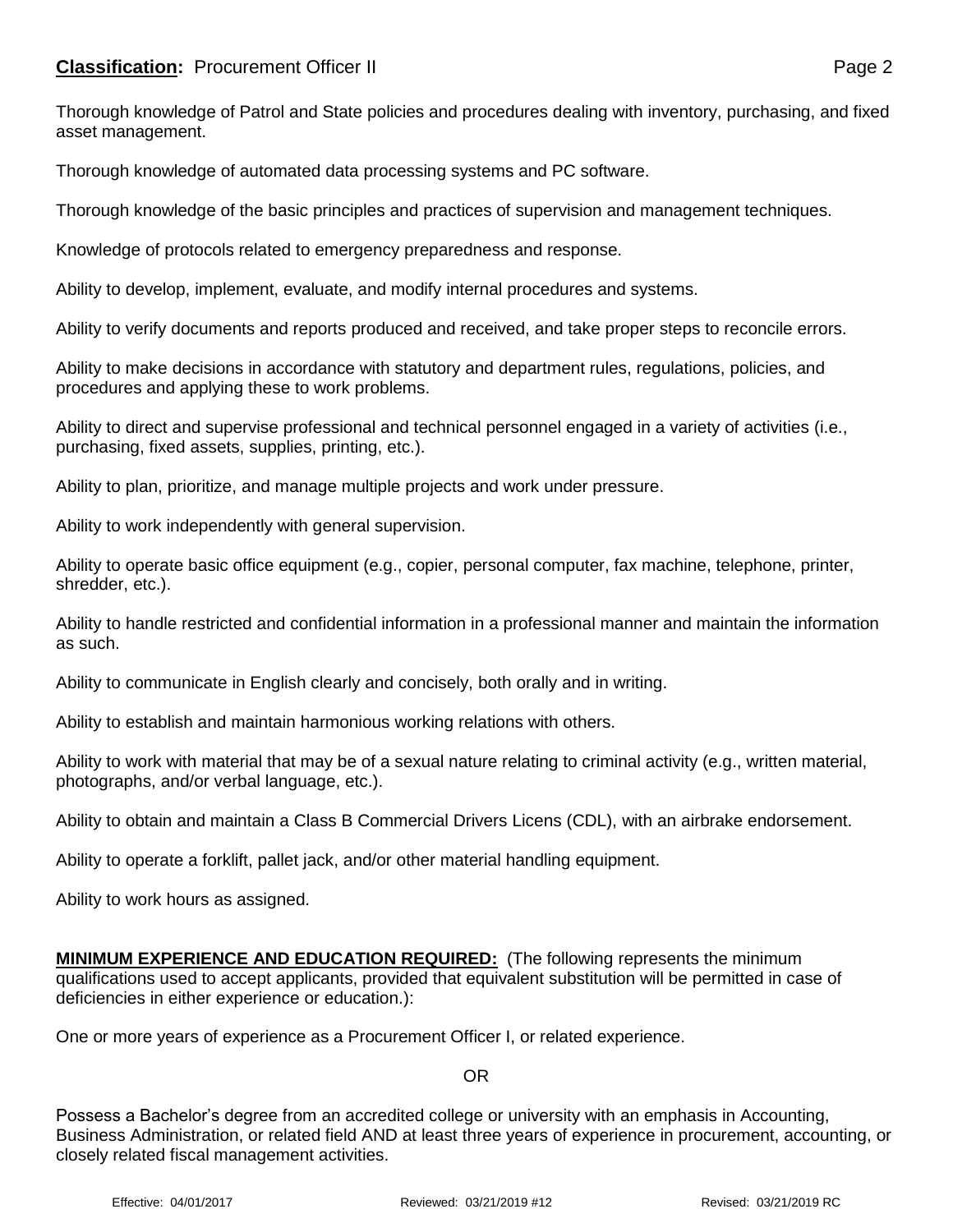Thorough knowledge of Patrol and State policies and procedures dealing with inventory, purchasing, and fixed asset management.

Thorough knowledge of automated data processing systems and PC software.

Thorough knowledge of the basic principles and practices of supervision and management techniques.

Knowledge of protocols related to emergency preparedness and response.

Ability to develop, implement, evaluate, and modify internal procedures and systems.

Ability to verify documents and reports produced and received, and take proper steps to reconcile errors.

Ability to make decisions in accordance with statutory and department rules, regulations, policies, and procedures and applying these to work problems.

Ability to direct and supervise professional and technical personnel engaged in a variety of activities (i.e., purchasing, fixed assets, supplies, printing, etc.).

Ability to plan, prioritize, and manage multiple projects and work under pressure.

Ability to work independently with general supervision.

Ability to operate basic office equipment (e.g., copier, personal computer, fax machine, telephone, printer, shredder, etc.).

Ability to handle restricted and confidential information in a professional manner and maintain the information as such.

Ability to communicate in English clearly and concisely, both orally and in writing.

Ability to establish and maintain harmonious working relations with others.

Ability to work with material that may be of a sexual nature relating to criminal activity (e.g., written material, photographs, and/or verbal language, etc.).

Ability to obtain and maintain a Class B Commercial Drivers Licens (CDL), with an airbrake endorsement.

Ability to operate a forklift, pallet jack, and/or other material handling equipment.

Ability to work hours as assigned.

**MINIMUM EXPERIENCE AND EDUCATION REQUIRED:** (The following represents the minimum qualifications used to accept applicants, provided that equivalent substitution will be permitted in case of deficiencies in either experience or education.):

One or more years of experience as a Procurement Officer I, or related experience.

OR

Possess a Bachelor's degree from an accredited college or university with an emphasis in Accounting, Business Administration, or related field AND at least three years of experience in procurement, accounting, or closely related fiscal management activities.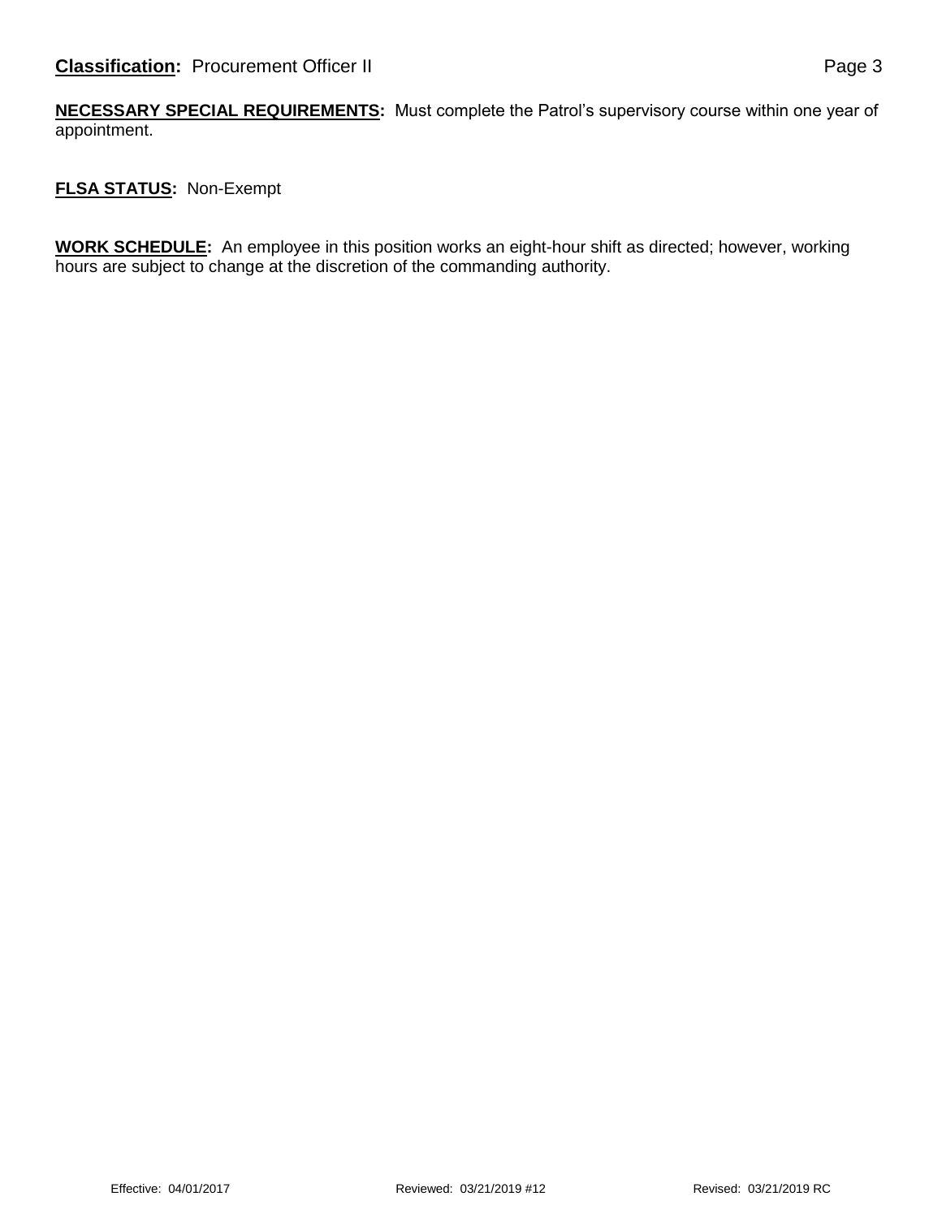**NECESSARY SPECIAL REQUIREMENTS:** Must complete the Patrol's supervisory course within one year of appointment.

**FLSA STATUS:** Non-Exempt

**WORK SCHEDULE:** An employee in this position works an eight-hour shift as directed; however, working hours are subject to change at the discretion of the commanding authority.